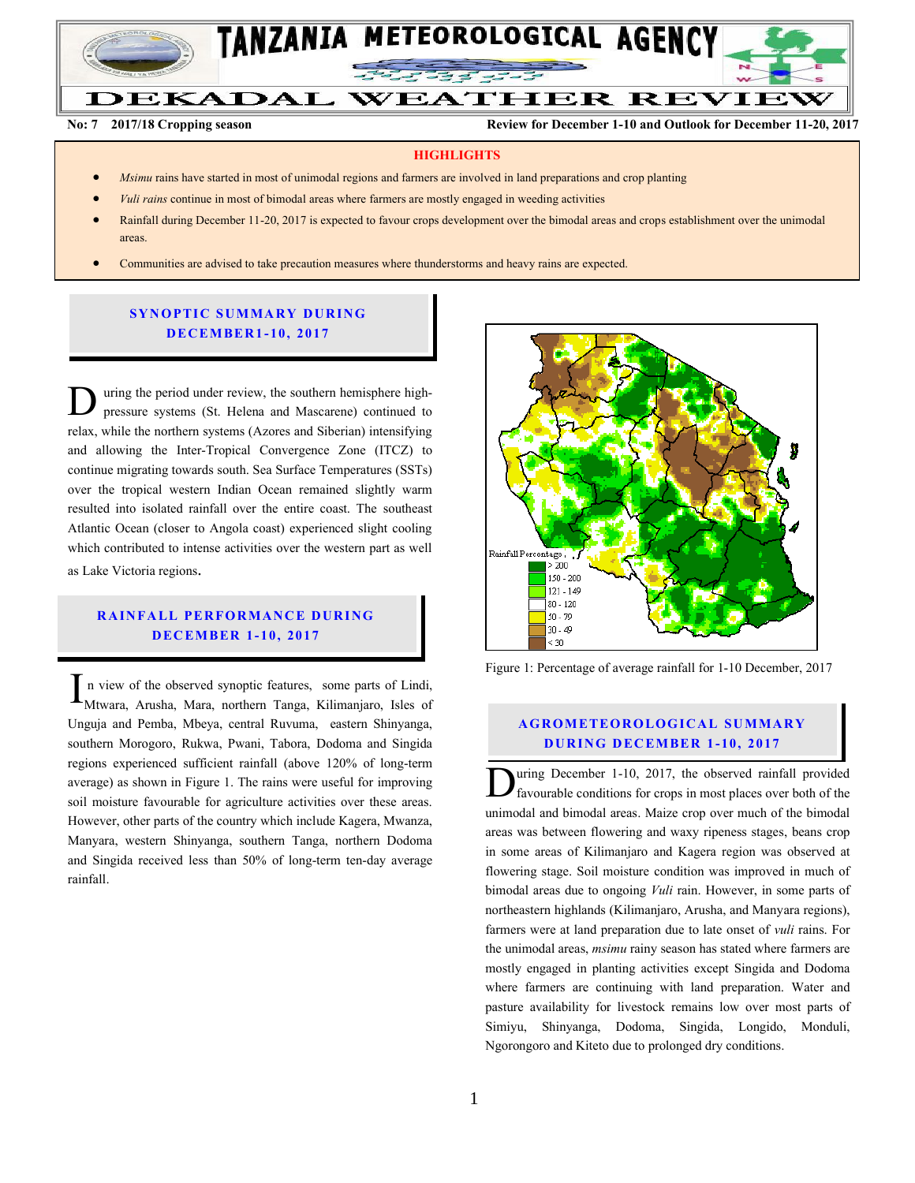# TANZANIA METEOROLOGICAL AGENCY

# DEKADAL WEATHER REVIEW

**No: 7 2017/18 Cropping season** **Review for December 1-10 and Outlook for December 11-20, 2017**

## HIGHLIGHTS

- *Msimu* rains have started in most of unimodal regions and farmers are involved in land preparations and crop planting
- *Vuli rains* continue in most of bimodal areas where farmers are mostly engaged in weeding activities
- Rainfall during December 11-20, 2017 is expected to favour crops development over the bimodal areas and crops establishment over the unimodal areas.
- Communities are advised to take precaution measures where thunderstorms and heavy rains are expected.

## SYNOPTIC SUMMARY DURING DECEMBER1-10, 2017

During the period under review, the southern hemisphere high-pressure systems (St. Helena and Mascarene) continued to relax, while the northern systems (Azores and Siberian) intensifying and allowing the Inter-Tropical Convergence Zone (ITCZ) to continue migrating towards south. Sea Surface Temperatures (SSTs) over the tropical western Indian Ocean remained slightly warm resulted into isolated rainfall over the entire coast. The southeast Atlantic Ocean (closer to Angola coast) experienced slight cooling which contributed to intense activities over the western part as well as Lake Victoria regions.

## RAINFALL PERFORMANCE DURING DECEMBER 1-10, 2017

In view of the observed synoptic features, some parts of Lindi, Mtwara, Arusha, Mara, northern Tanga, Kilimanjaro, Isles of Unguja and Pemba, Mbeya, central Ruvuma, eastern Shinyanga, southern Morogoro, Rukwa, Pwani, Tabora, Dodoma and Singida regions experienced sufficient rainfall (above 120% of long-term average) as shown in Figure 1. The rains were useful for improving soil moisture favourable for agriculture activities over these areas. However, other parts of the country which include Kagera, Mwanza, Manyara, western Shinyanga, southern Tanga, northern Dodoma and Singida received less than 50% of long-term ten-day average rainfall.

Rainfall Percentage: > 200; 150 - 200; 121 - 149; 80 - 120; 50 - 79; 30 - 49; < 30

Figure 1: Percentage of average rainfall for 1-10 December, 2017

## AGROMETEOROLOGICAL SUMMARY DURING DECEMBER 1-10, 2017

During December 1-10, 2017, the observed rainfall provided favourable conditions for crops in most places over both of the unimodal and bimodal areas. Maize crop over much of the bimodal areas was between flowering and waxy ripeness stages, beans crop in some areas of Kilimanjaro and Kagera region was observed at flowering stage. Soil moisture condition was improved in much of bimodal areas due to ongoing *Vuli* rain. However, in some parts of northeastern highlands (Kilimanjaro, Arusha, and Manyara regions), farmers were at land preparation due to late onset of *vuli* rains. For the unimodal areas, *msimu* rainy season has stated where farmers are mostly engaged in planting activities except Singida and Dodoma where farmers are continuing with land preparation. Water and pasture availability for livestock remains low over most parts of Simiyu, Shinyanga, Dodoma, Singida, Longido, Monduli, Ngorongoro and Kiteto due to prolonged dry conditions.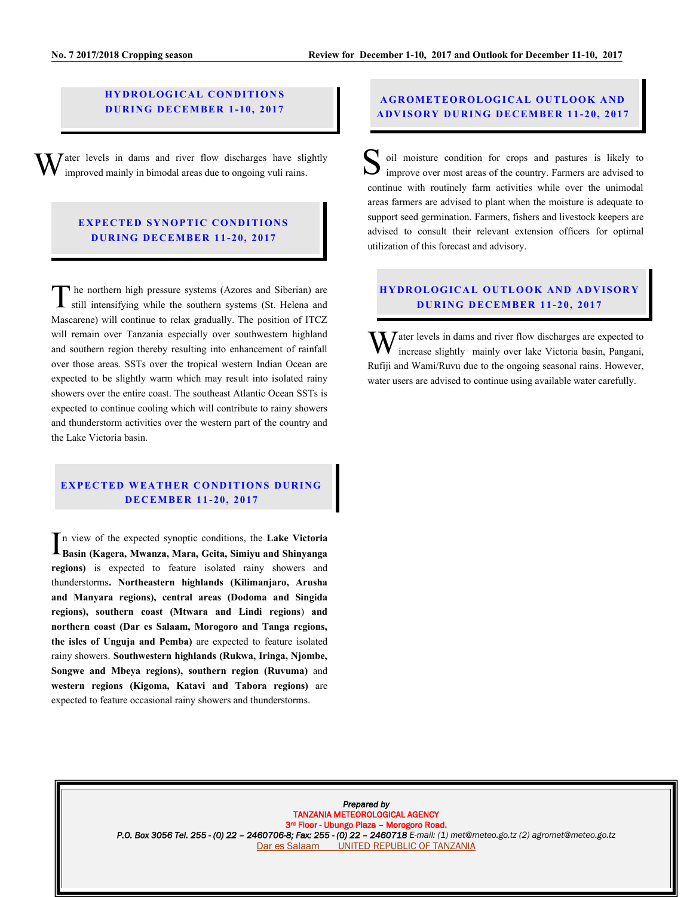## HYDROLOGICAL CONDITIONS DURING DECEMBER 1-10, 2017

Water levels in dams and river flow discharges have slightly improved mainly in bimodal areas due to ongoing vuli rains.

## EXPECTED SYNOPTIC CONDITIONS DURING DECEMBER 11-20, 2017

The northern high pressure systems (Azores and Siberian) are still intensifying while the southern systems (St. Helena and Mascarene) will continue to relax gradually. The position of ITCZ will remain over Tanzania especially over southwestern highland and southern region thereby resulting into enhancement of rainfall over those areas. SSTs over the tropical western Indian Ocean are expected to be slightly warm which may result into isolated rainy showers over the entire coast. The southeast Atlantic Ocean SSTs is expected to continue cooling which will contribute to rainy showers and thunderstorm activities over the western part of the country and the Lake Victoria basin.

## EXPECTED WEATHER CONDITIONS DURING DECEMBER 11-20, 2017

In view of the expected synoptic conditions, the **Lake Victoria Basin (Kagera, Mwanza, Mara, Geita, Simiyu and Shinyanga regions)** is expected to feature isolated rainy showers and thunderstorms**. Northeastern highlands (Kilimanjaro, Arusha and Manyara regions), central areas (Dodoma and Singida regions), southern coast (Mtwara and Lindi regions) and northern coast (Dar es Salaam, Morogoro and Tanga regions, the isles of Unguja and Pemba)** are expected to feature isolated rainy showers. **Southwestern highlands (Rukwa, Iringa, Njombe, Songwe and Mbeya regions), southern region (Ruvuma)** and **western regions (Kigoma, Katavi and Tabora regions)** are expected to feature occasional rainy showers and thunderstorms.

## AGROMETEOROLOGICAL OUTLOOK AND ADVISORY DURING DECEMBER 11-20, 2017

Soil moisture condition for crops and pastures is likely to improve over most areas of the country. Farmers are advised to continue with routinely farm activities while over the unimodal areas farmers are advised to plant when the moisture is adequate to support seed germination. Farmers, fishers and livestock keepers are advised to consult their relevant extension officers for optimal utilization of this forecast and advisory.

## HYDROLOGICAL OUTLOOK AND ADVISORY DURING DECEMBER 11-20, 2017

Water levels in dams and river flow discharges are expected to increase slightly mainly over lake Victoria basin, Pangani, Rufiji and Wami/Ruvu due to the ongoing seasonal rains. However, water users are advised to continue using available water carefully.

*Prepared by*
TANZANIA METEOROLOGICAL AGENCY
3rd Floor - Ubungo Plaza – Morogoro Road.
*P.O. Box 3056 Tel. 255 - (0) 22 – 2460706-8; Fax: 255 - (0) 22 – 2460718 E-mail: (1) met@meteo.go.tz (2) agromet@meteo.go.tz*
Dar es Salaam UNITED REPUBLIC OF TANZANIA